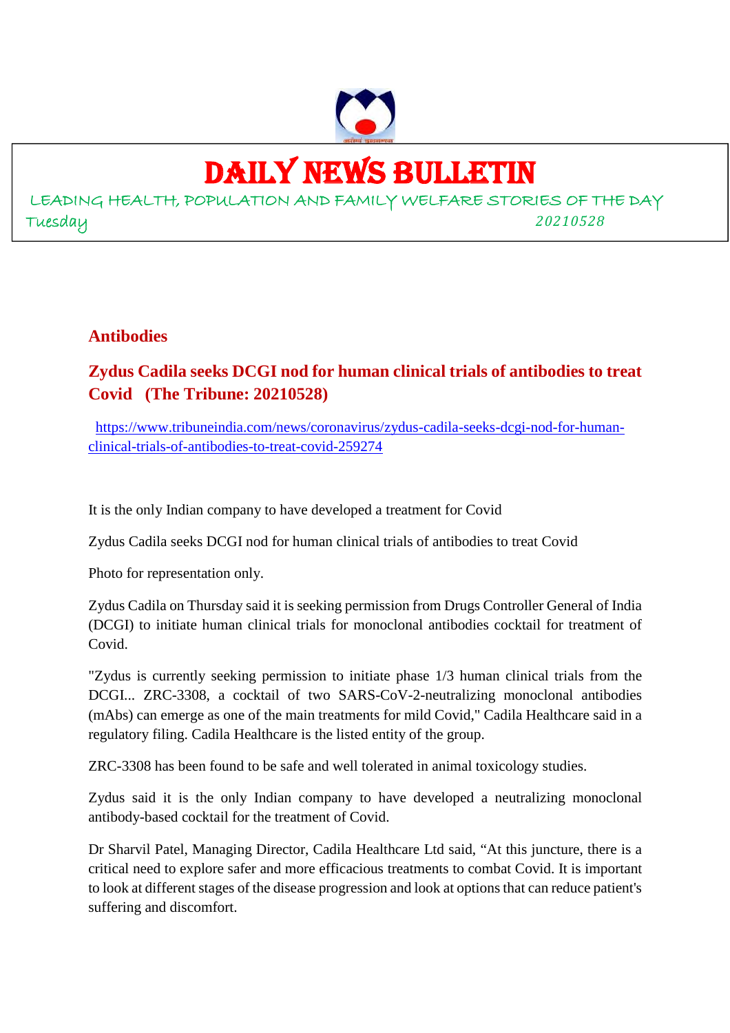# DAILY NEWS BULLETIN

LEADING HEALTH, POPULATION AND FAMILY WELFARE STORIES OF THE DAY

Tuesday 20210528

## Antibodies

### Zydus Cadila seeks DCGI nod for human clinical trials of antibodies to treat Covid (The Tribune: 20210528)

https://www.tribuneindia.com/news/coronavirus/zydus-cadila-seeks-dcgi-nod-for-human-clinical-trials-of-antibodies-to-treat-covid-259274

It is the only Indian company to have developed a treatment for Covid

Zydus Cadila seeks DCGI nod for human clinical trials of antibodies to treat Covid

Photo for representation only.

Zydus Cadila on Thursday said it is seeking permission from Drugs Controller General of India (DCGI) to initiate human clinical trials for monoclonal antibodies cocktail for treatment of Covid.

"Zydus is currently seeking permission to initiate phase 1/3 human clinical trials from the DCGI... ZRC-3308, a cocktail of two SARS-CoV-2-neutralizing monoclonal antibodies (mAbs) can emerge as one of the main treatments for mild Covid," Cadila Healthcare said in a regulatory filing. Cadila Healthcare is the listed entity of the group.

ZRC-3308 has been found to be safe and well tolerated in animal toxicology studies.

Zydus said it is the only Indian company to have developed a neutralizing monoclonal antibody-based cocktail for the treatment of Covid.

Dr Sharvil Patel, Managing Director, Cadila Healthcare Ltd said, "At this juncture, there is a critical need to explore safer and more efficacious treatments to combat Covid. It is important to look at different stages of the disease progression and look at options that can reduce patient's suffering and discomfort.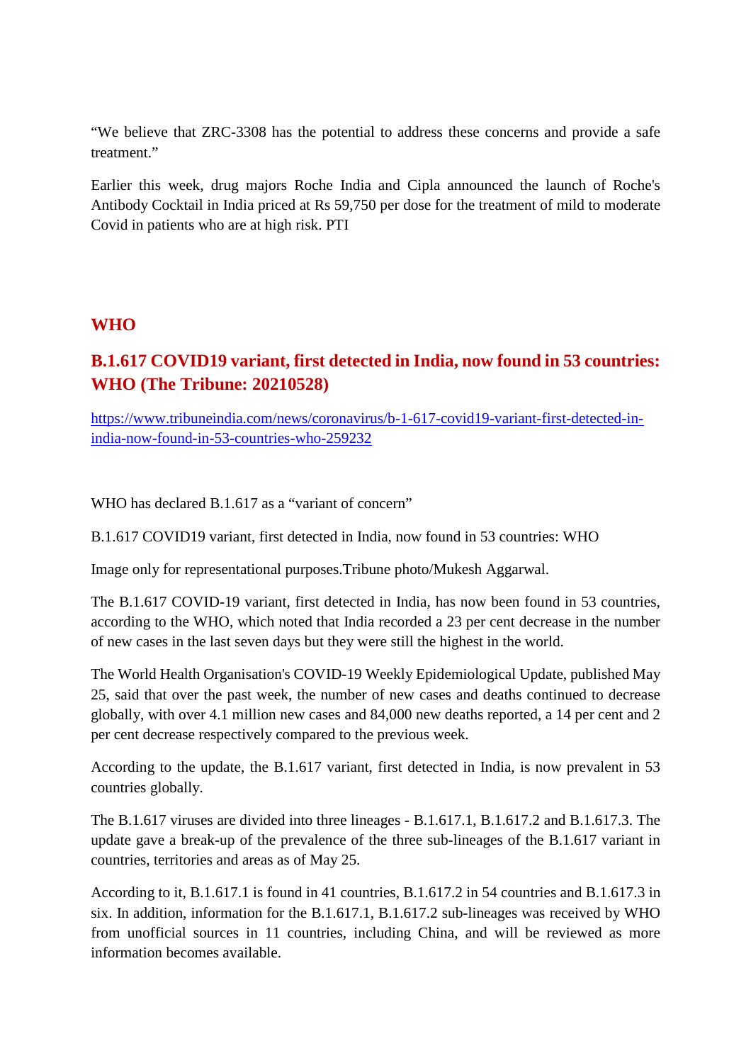"We believe that ZRC-3308 has the potential to address these concerns and provide a safe treatment."

Earlier this week, drug majors Roche India and Cipla announced the launch of Roche's Antibody Cocktail in India priced at Rs 59,750 per dose for the treatment of mild to moderate Covid in patients who are at high risk. PTI

## WHO

### B.1.617 COVID19 variant, first detected in India, now found in 53 countries: WHO (The Tribune: 20210528)

https://www.tribuneindia.com/news/coronavirus/b-1-617-covid19-variant-first-detected-in-india-now-found-in-53-countries-who-259232

WHO has declared B.1.617 as a "variant of concern"

B.1.617 COVID19 variant, first detected in India, now found in 53 countries: WHO

Image only for representational purposes.Tribune photo/Mukesh Aggarwal.

The B.1.617 COVID-19 variant, first detected in India, has now been found in 53 countries, according to the WHO, which noted that India recorded a 23 per cent decrease in the number of new cases in the last seven days but they were still the highest in the world.

The World Health Organisation's COVID-19 Weekly Epidemiological Update, published May 25, said that over the past week, the number of new cases and deaths continued to decrease globally, with over 4.1 million new cases and 84,000 new deaths reported, a 14 per cent and 2 per cent decrease respectively compared to the previous week.

According to the update, the B.1.617 variant, first detected in India, is now prevalent in 53 countries globally.

The B.1.617 viruses are divided into three lineages - B.1.617.1, B.1.617.2 and B.1.617.3. The update gave a break-up of the prevalence of the three sub-lineages of the B.1.617 variant in countries, territories and areas as of May 25.

According to it, B.1.617.1 is found in 41 countries, B.1.617.2 in 54 countries and B.1.617.3 in six. In addition, information for the B.1.617.1, B.1.617.2 sub-lineages was received by WHO from unofficial sources in 11 countries, including China, and will be reviewed as more information becomes available.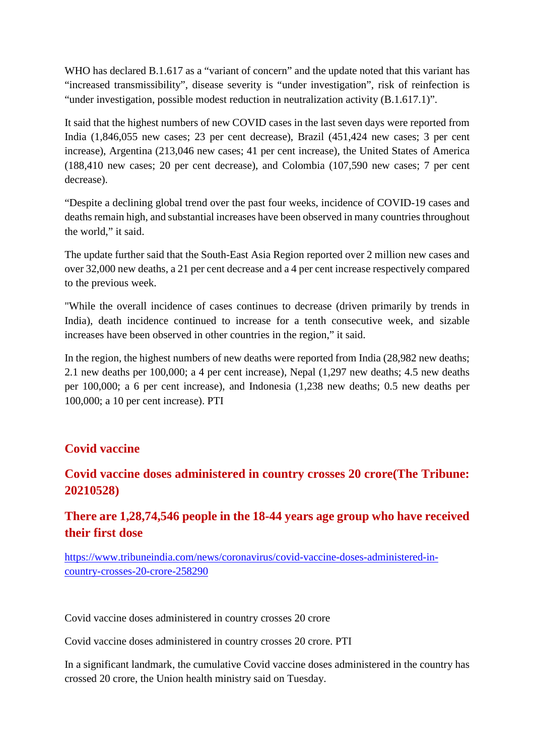WHO has declared B.1.617 as a “variant of concern” and the update noted that this variant has “increased transmissibility”, disease severity is “under investigation”, risk of reinfection is “under investigation, possible modest reduction in neutralization activity (B.1.617.1)”.

It said that the highest numbers of new COVID cases in the last seven days were reported from India (1,846,055 new cases; 23 per cent decrease), Brazil (451,424 new cases; 3 per cent increase), Argentina (213,046 new cases; 41 per cent increase), the United States of America (188,410 new cases; 20 per cent decrease), and Colombia (107,590 new cases; 7 per cent decrease).

“Despite a declining global trend over the past four weeks, incidence of COVID-19 cases and deaths remain high, and substantial increases have been observed in many countries throughout the world,” it said.

The update further said that the South-East Asia Region reported over 2 million new cases and over 32,000 new deaths, a 21 per cent decrease and a 4 per cent increase respectively compared to the previous week.

"While the overall incidence of cases continues to decrease (driven primarily by trends in India), death incidence continued to increase for a tenth consecutive week, and sizable increases have been observed in other countries in the region,” it said.

In the region, the highest numbers of new deaths were reported from India (28,982 new deaths; 2.1 new deaths per 100,000; a 4 per cent increase), Nepal (1,297 new deaths; 4.5 new deaths per 100,000; a 6 per cent increase), and Indonesia (1,238 new deaths; 0.5 new deaths per 100,000; a 10 per cent increase). PTI

## Covid vaccine

## Covid vaccine doses administered in country crosses 20 crore(The Tribune: 20210528)

## There are 1,28,74,546 people in the 18-44 years age group who have received their first dose

https://www.tribuneindia.com/news/coronavirus/covid-vaccine-doses-administered-in-country-crosses-20-crore-258290

Covid vaccine doses administered in country crosses 20 crore

Covid vaccine doses administered in country crosses 20 crore. PTI

In a significant landmark, the cumulative Covid vaccine doses administered in the country has crossed 20 crore, the Union health ministry said on Tuesday.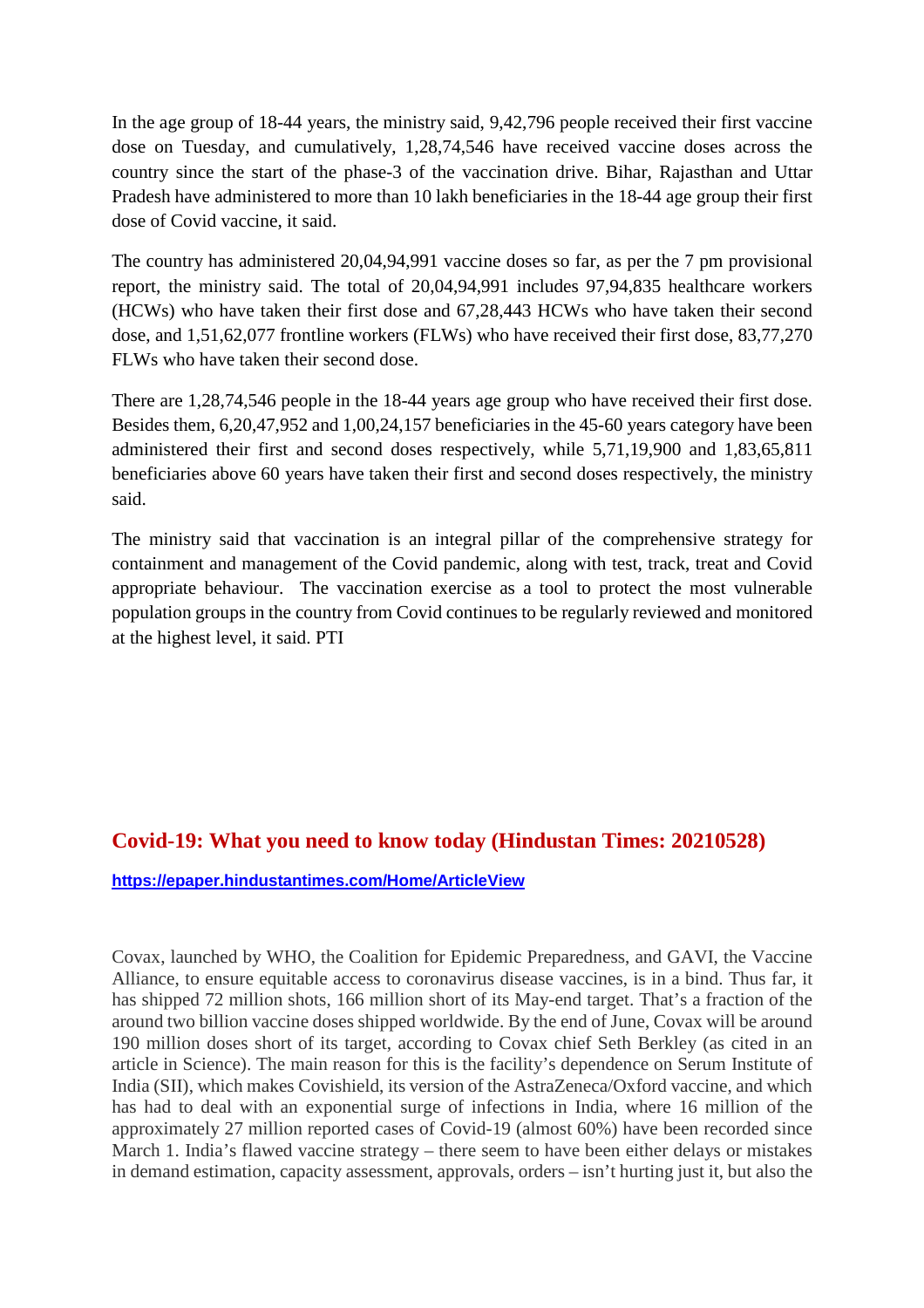In the age group of 18-44 years, the ministry said, 9,42,796 people received their first vaccine dose on Tuesday, and cumulatively, 1,28,74,546 have received vaccine doses across the country since the start of the phase-3 of the vaccination drive. Bihar, Rajasthan and Uttar Pradesh have administered to more than 10 lakh beneficiaries in the 18-44 age group their first dose of Covid vaccine, it said.

The country has administered 20,04,94,991 vaccine doses so far, as per the 7 pm provisional report, the ministry said. The total of 20,04,94,991 includes 97,94,835 healthcare workers (HCWs) who have taken their first dose and 67,28,443 HCWs who have taken their second dose, and 1,51,62,077 frontline workers (FLWs) who have received their first dose, 83,77,270 FLWs who have taken their second dose.

There are 1,28,74,546 people in the 18-44 years age group who have received their first dose. Besides them, 6,20,47,952 and 1,00,24,157 beneficiaries in the 45-60 years category have been administered their first and second doses respectively, while 5,71,19,900 and 1,83,65,811 beneficiaries above 60 years have taken their first and second doses respectively, the ministry said.

The ministry said that vaccination is an integral pillar of the comprehensive strategy for containment and management of the Covid pandemic, along with test, track, treat and Covid appropriate behaviour. The vaccination exercise as a tool to protect the most vulnerable population groups in the country from Covid continues to be regularly reviewed and monitored at the highest level, it said. PTI

## Covid-19: What you need to know today (Hindustan Times: 20210528)

**https://epaper.hindustantimes.com/Home/ArticleView**

Covax, launched by WHO, the Coalition for Epidemic Preparedness, and GAVI, the Vaccine Alliance, to ensure equitable access to coronavirus disease vaccines, is in a bind. Thus far, it has shipped 72 million shots, 166 million short of its May-end target. That's a fraction of the around two billion vaccine doses shipped worldwide. By the end of June, Covax will be around 190 million doses short of its target, according to Covax chief Seth Berkley (as cited in an article in Science). The main reason for this is the facility's dependence on Serum Institute of India (SII), which makes Covishield, its version of the AstraZeneca/Oxford vaccine, and which has had to deal with an exponential surge of infections in India, where 16 million of the approximately 27 million reported cases of Covid-19 (almost 60%) have been recorded since March 1. India's flawed vaccine strategy – there seem to have been either delays or mistakes in demand estimation, capacity assessment, approvals, orders – isn't hurting just it, but also the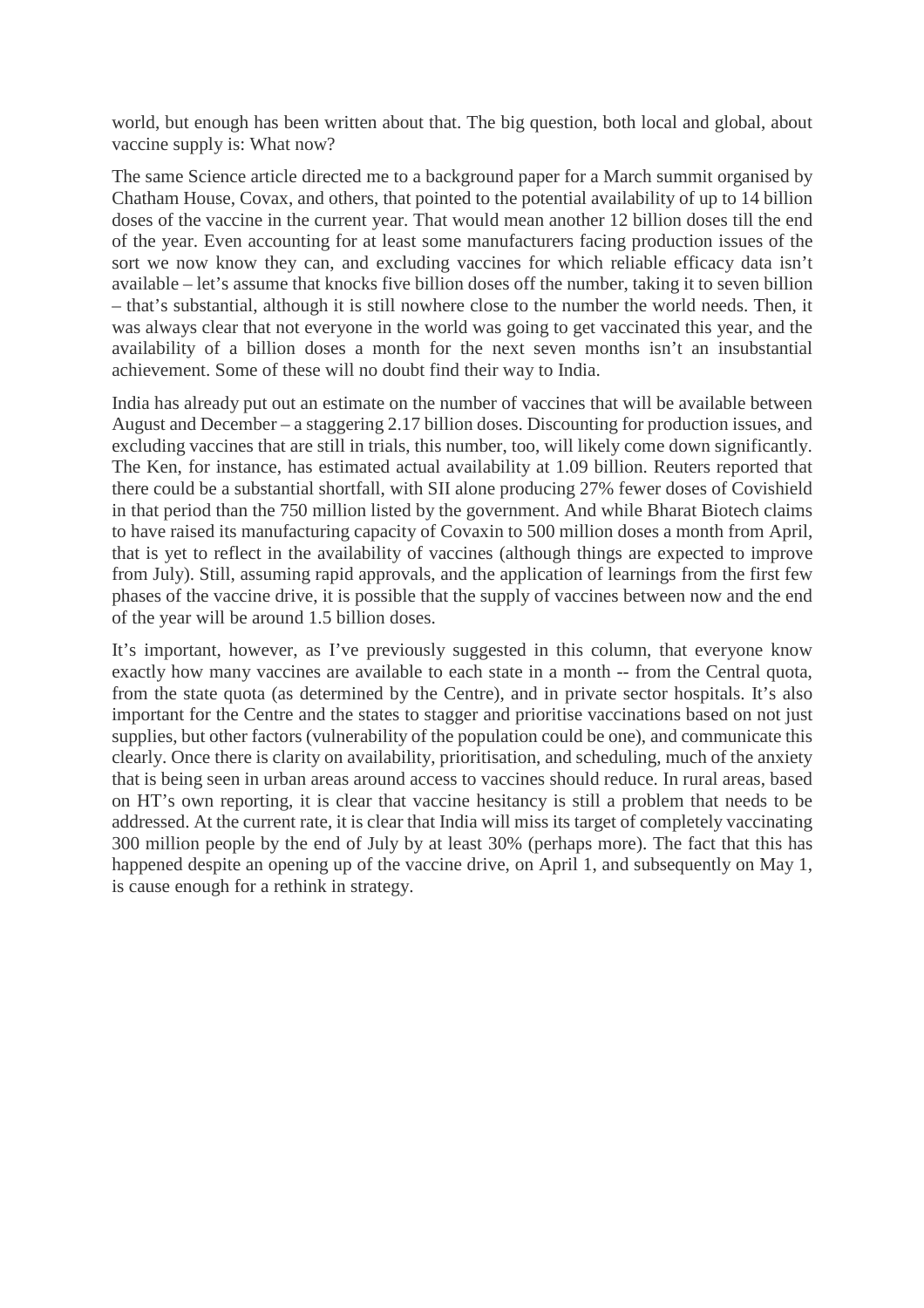world, but enough has been written about that. The big question, both local and global, about vaccine supply is: What now?

The same Science article directed me to a background paper for a March summit organised by Chatham House, Covax, and others, that pointed to the potential availability of up to 14 billion doses of the vaccine in the current year. That would mean another 12 billion doses till the end of the year. Even accounting for at least some manufacturers facing production issues of the sort we now know they can, and excluding vaccines for which reliable efficacy data isn't available – let's assume that knocks five billion doses off the number, taking it to seven billion – that's substantial, although it is still nowhere close to the number the world needs. Then, it was always clear that not everyone in the world was going to get vaccinated this year, and the availability of a billion doses a month for the next seven months isn't an insubstantial achievement. Some of these will no doubt find their way to India.

India has already put out an estimate on the number of vaccines that will be available between August and December – a staggering 2.17 billion doses. Discounting for production issues, and excluding vaccines that are still in trials, this number, too, will likely come down significantly. The Ken, for instance, has estimated actual availability at 1.09 billion. Reuters reported that there could be a substantial shortfall, with SII alone producing 27% fewer doses of Covishield in that period than the 750 million listed by the government. And while Bharat Biotech claims to have raised its manufacturing capacity of Covaxin to 500 million doses a month from April, that is yet to reflect in the availability of vaccines (although things are expected to improve from July). Still, assuming rapid approvals, and the application of learnings from the first few phases of the vaccine drive, it is possible that the supply of vaccines between now and the end of the year will be around 1.5 billion doses.

It's important, however, as I've previously suggested in this column, that everyone know exactly how many vaccines are available to each state in a month -- from the Central quota, from the state quota (as determined by the Centre), and in private sector hospitals. It's also important for the Centre and the states to stagger and prioritise vaccinations based on not just supplies, but other factors (vulnerability of the population could be one), and communicate this clearly. Once there is clarity on availability, prioritisation, and scheduling, much of the anxiety that is being seen in urban areas around access to vaccines should reduce. In rural areas, based on HT's own reporting, it is clear that vaccine hesitancy is still a problem that needs to be addressed. At the current rate, it is clear that India will miss its target of completely vaccinating 300 million people by the end of July by at least 30% (perhaps more). The fact that this has happened despite an opening up of the vaccine drive, on April 1, and subsequently on May 1, is cause enough for a rethink in strategy.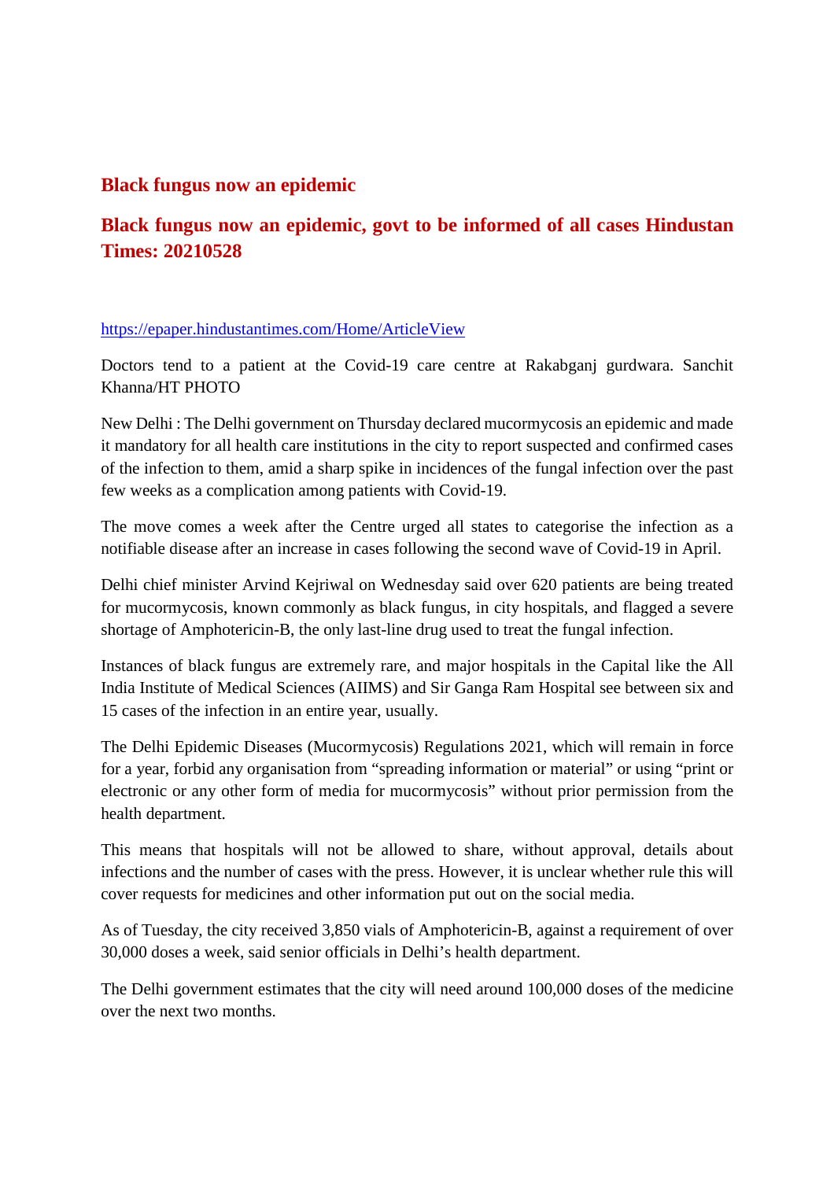## Black fungus now an epidemic

## Black fungus now an epidemic, govt to be informed of all cases Hindustan Times: 20210528

https://epaper.hindustantimes.com/Home/ArticleView

Doctors tend to a patient at the Covid-19 care centre at Rakabganj gurdwara. Sanchit Khanna/HT PHOTO

New Delhi : The Delhi government on Thursday declared mucormycosis an epidemic and made it mandatory for all health care institutions in the city to report suspected and confirmed cases of the infection to them, amid a sharp spike in incidences of the fungal infection over the past few weeks as a complication among patients with Covid-19.

The move comes a week after the Centre urged all states to categorise the infection as a notifiable disease after an increase in cases following the second wave of Covid-19 in April.

Delhi chief minister Arvind Kejriwal on Wednesday said over 620 patients are being treated for mucormycosis, known commonly as black fungus, in city hospitals, and flagged a severe shortage of Amphotericin-B, the only last-line drug used to treat the fungal infection.

Instances of black fungus are extremely rare, and major hospitals in the Capital like the All India Institute of Medical Sciences (AIIMS) and Sir Ganga Ram Hospital see between six and 15 cases of the infection in an entire year, usually.

The Delhi Epidemic Diseases (Mucormycosis) Regulations 2021, which will remain in force for a year, forbid any organisation from "spreading information or material" or using "print or electronic or any other form of media for mucormycosis" without prior permission from the health department.

This means that hospitals will not be allowed to share, without approval, details about infections and the number of cases with the press. However, it is unclear whether rule this will cover requests for medicines and other information put out on the social media.

As of Tuesday, the city received 3,850 vials of Amphotericin-B, against a requirement of over 30,000 doses a week, said senior officials in Delhi's health department.

The Delhi government estimates that the city will need around 100,000 doses of the medicine over the next two months.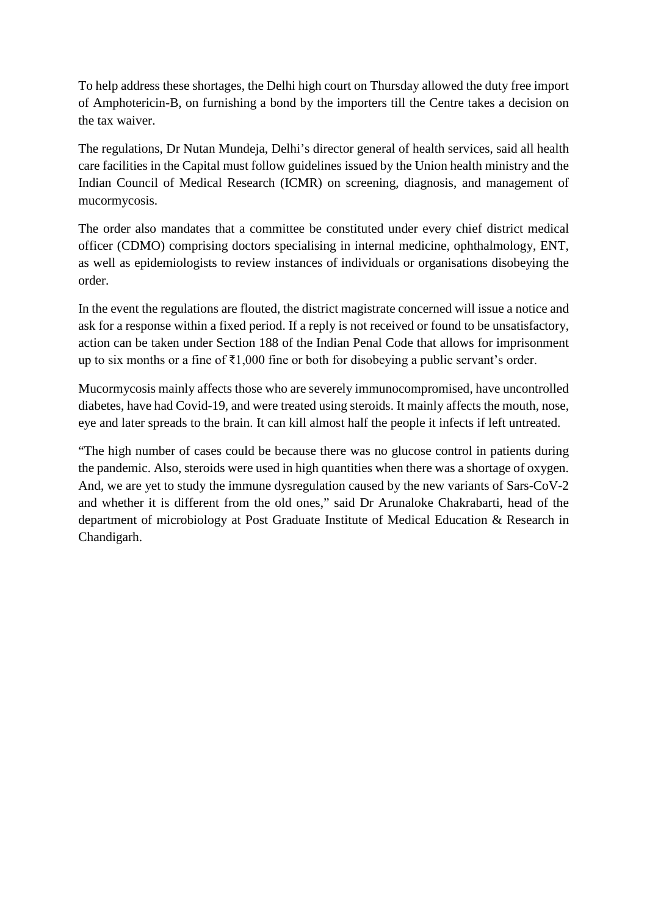To help address these shortages, the Delhi high court on Thursday allowed the duty free import of Amphotericin-B, on furnishing a bond by the importers till the Centre takes a decision on the tax waiver.

The regulations, Dr Nutan Mundeja, Delhi's director general of health services, said all health care facilities in the Capital must follow guidelines issued by the Union health ministry and the Indian Council of Medical Research (ICMR) on screening, diagnosis, and management of mucormycosis.

The order also mandates that a committee be constituted under every chief district medical officer (CDMO) comprising doctors specialising in internal medicine, ophthalmology, ENT, as well as epidemiologists to review instances of individuals or organisations disobeying the order.

In the event the regulations are flouted, the district magistrate concerned will issue a notice and ask for a response within a fixed period. If a reply is not received or found to be unsatisfactory, action can be taken under Section 188 of the Indian Penal Code that allows for imprisonment up to six months or a fine of ₹1,000 fine or both for disobeying a public servant's order.

Mucormycosis mainly affects those who are severely immunocompromised, have uncontrolled diabetes, have had Covid-19, and were treated using steroids. It mainly affects the mouth, nose, eye and later spreads to the brain. It can kill almost half the people it infects if left untreated.

"The high number of cases could be because there was no glucose control in patients during the pandemic. Also, steroids were used in high quantities when there was a shortage of oxygen. And, we are yet to study the immune dysregulation caused by the new variants of Sars-CoV-2 and whether it is different from the old ones," said Dr Arunaloke Chakrabarti, head of the department of microbiology at Post Graduate Institute of Medical Education & Research in Chandigarh.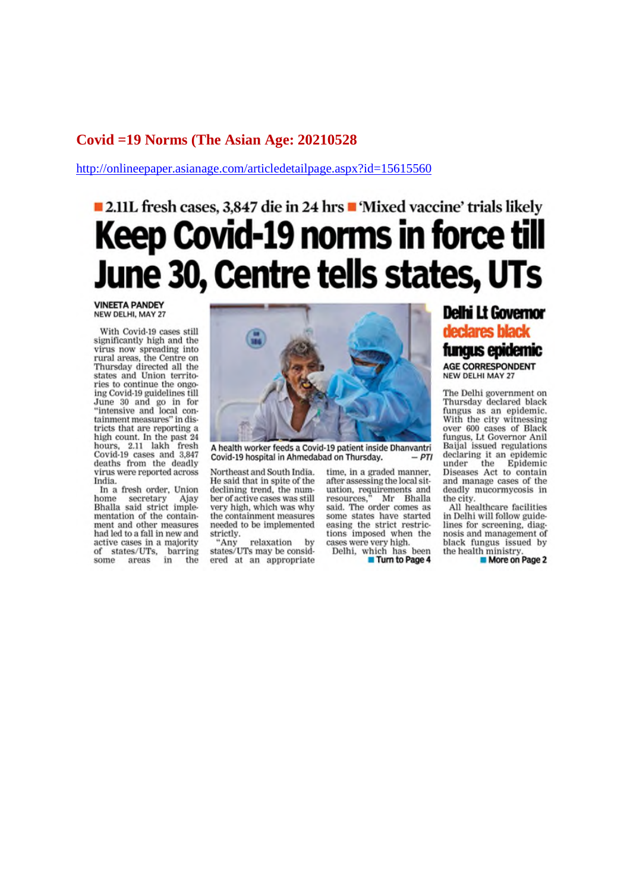**Covid =19 Norms (The Asian Age: 20210528**

http://onlineepaper.asianage.com/articledetailpage.aspx?id=15615560

■ 2.11L fresh cases, 3,847 die in 24 hrs ■ 'Mixed vaccine' trials likely

# Keep Covid-19 norms in force till June 30, Centre tells states, UTs

VINEETA PANDEY
NEW DELHI, MAY 27

With Covid-19 cases still significantly high and the virus now spreading into rural areas, the Centre on Thursday directed all the states and Union territories to continue the ongoing Covid-19 guidelines till June 30 and go in for "intensive and local containment measures" in districts that are reporting a high count. In the past 24 hours, 2.11 lakh fresh Covid-19 cases and 3,847 deaths from the deadly virus were reported across India.

In a fresh order, Union home secretary Ajay Bhalla said strict implementation of the containment and other measures had led to a fall in new and active cases in a majority of states/UTs, barring some areas in the Northeast and South India. He said that in spite of the declining trend, the number of active cases was still very high, which was why the containment measures needed to be implemented strictly.

"Any relaxation by states/UTs may be considered at an appropriate time, in a graded manner, after assessing the local situation, requirements and resources," Mr Bhalla said. The order comes as some states have started easing the strict restrictions imposed when the cases were very high.

Delhi, which has been

■ Turn to Page 4

A health worker feeds a Covid-19 patient inside Dhanvantri Covid-19 hospital in Ahmedabad on Thursday. — PTI

## Delhi Lt Governor declares black fungus epidemic

AGE CORRESPONDENT
NEW DELHI MAY 27

The Delhi government on Thursday declared black fungus as an epidemic. With the city witnessing over 600 cases of Black fungus, Lt Governor Anil Baijal issued regulations declaring it an epidemic under the Epidemic Diseases Act to contain and manage cases of the deadly mucormycosis in the city.

All healthcare facilities in Delhi will follow guidelines for screening, diagnosis and management of black fungus issued by the health ministry.

■ More on Page 2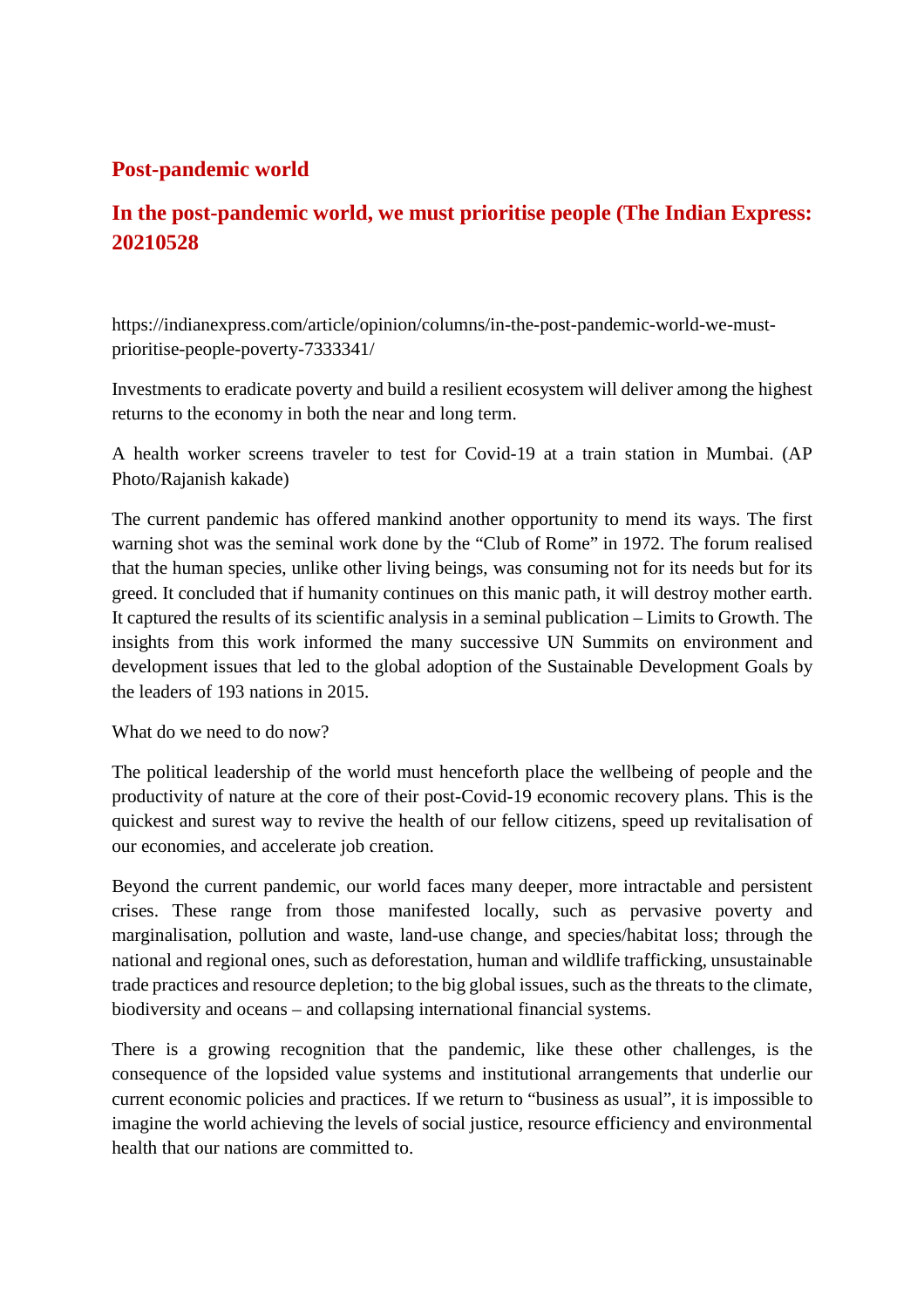## Post-pandemic world

## In the post-pandemic world, we must prioritise people (The Indian Express: 20210528

https://indianexpress.com/article/opinion/columns/in-the-post-pandemic-world-we-must-prioritise-people-poverty-7333341/

Investments to eradicate poverty and build a resilient ecosystem will deliver among the highest returns to the economy in both the near and long term.

A health worker screens traveler to test for Covid-19 at a train station in Mumbai. (AP Photo/Rajanish kakade)

The current pandemic has offered mankind another opportunity to mend its ways. The first warning shot was the seminal work done by the "Club of Rome" in 1972. The forum realised that the human species, unlike other living beings, was consuming not for its needs but for its greed. It concluded that if humanity continues on this manic path, it will destroy mother earth. It captured the results of its scientific analysis in a seminal publication – Limits to Growth. The insights from this work informed the many successive UN Summits on environment and development issues that led to the global adoption of the Sustainable Development Goals by the leaders of 193 nations in 2015.

What do we need to do now?

The political leadership of the world must henceforth place the wellbeing of people and the productivity of nature at the core of their post-Covid-19 economic recovery plans. This is the quickest and surest way to revive the health of our fellow citizens, speed up revitalisation of our economies, and accelerate job creation.

Beyond the current pandemic, our world faces many deeper, more intractable and persistent crises. These range from those manifested locally, such as pervasive poverty and marginalisation, pollution and waste, land-use change, and species/habitat loss; through the national and regional ones, such as deforestation, human and wildlife trafficking, unsustainable trade practices and resource depletion; to the big global issues, such as the threats to the climate, biodiversity and oceans – and collapsing international financial systems.

There is a growing recognition that the pandemic, like these other challenges, is the consequence of the lopsided value systems and institutional arrangements that underlie our current economic policies and practices. If we return to "business as usual", it is impossible to imagine the world achieving the levels of social justice, resource efficiency and environmental health that our nations are committed to.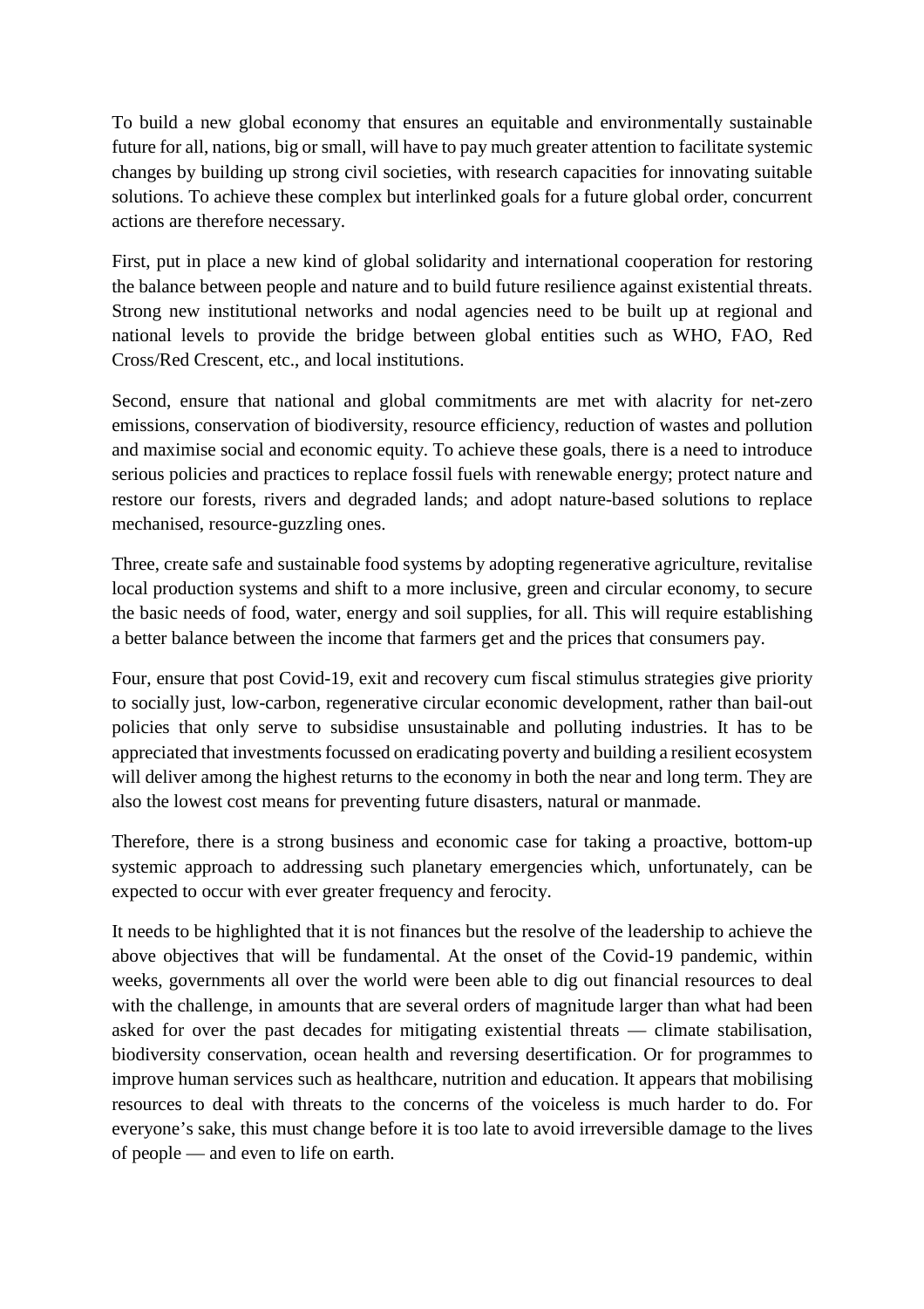To build a new global economy that ensures an equitable and environmentally sustainable future for all, nations, big or small, will have to pay much greater attention to facilitate systemic changes by building up strong civil societies, with research capacities for innovating suitable solutions. To achieve these complex but interlinked goals for a future global order, concurrent actions are therefore necessary.

First, put in place a new kind of global solidarity and international cooperation for restoring the balance between people and nature and to build future resilience against existential threats. Strong new institutional networks and nodal agencies need to be built up at regional and national levels to provide the bridge between global entities such as WHO, FAO, Red Cross/Red Crescent, etc., and local institutions.

Second, ensure that national and global commitments are met with alacrity for net-zero emissions, conservation of biodiversity, resource efficiency, reduction of wastes and pollution and maximise social and economic equity. To achieve these goals, there is a need to introduce serious policies and practices to replace fossil fuels with renewable energy; protect nature and restore our forests, rivers and degraded lands; and adopt nature-based solutions to replace mechanised, resource-guzzling ones.

Three, create safe and sustainable food systems by adopting regenerative agriculture, revitalise local production systems and shift to a more inclusive, green and circular economy, to secure the basic needs of food, water, energy and soil supplies, for all. This will require establishing a better balance between the income that farmers get and the prices that consumers pay.

Four, ensure that post Covid-19, exit and recovery cum fiscal stimulus strategies give priority to socially just, low-carbon, regenerative circular economic development, rather than bail-out policies that only serve to subsidise unsustainable and polluting industries. It has to be appreciated that investments focussed on eradicating poverty and building a resilient ecosystem will deliver among the highest returns to the economy in both the near and long term. They are also the lowest cost means for preventing future disasters, natural or manmade.

Therefore, there is a strong business and economic case for taking a proactive, bottom-up systemic approach to addressing such planetary emergencies which, unfortunately, can be expected to occur with ever greater frequency and ferocity.

It needs to be highlighted that it is not finances but the resolve of the leadership to achieve the above objectives that will be fundamental. At the onset of the Covid-19 pandemic, within weeks, governments all over the world were been able to dig out financial resources to deal with the challenge, in amounts that are several orders of magnitude larger than what had been asked for over the past decades for mitigating existential threats — climate stabilisation, biodiversity conservation, ocean health and reversing desertification. Or for programmes to improve human services such as healthcare, nutrition and education. It appears that mobilising resources to deal with threats to the concerns of the voiceless is much harder to do. For everyone's sake, this must change before it is too late to avoid irreversible damage to the lives of people — and even to life on earth.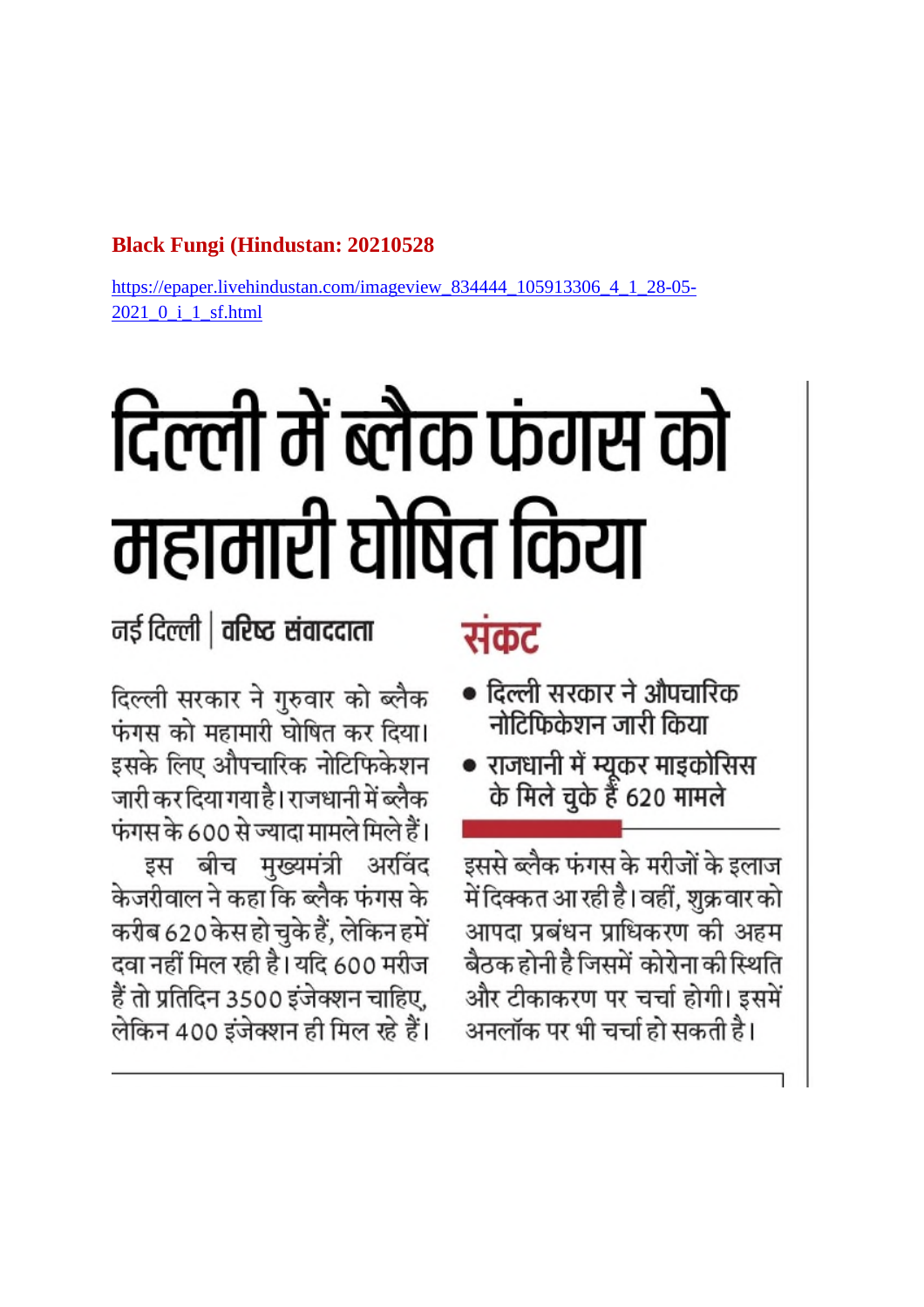**Black Fungi (Hindustan: 20210528**

https://epaper.livehindustan.com/imageview_834444_105913306_4_1_28-05-2021_0_i_1_sf.html

# दिल्ली में ब्लैक फंगस को महामारी घोषित किया

नई दिल्ली | वरिष्ठ संवाददाता

दिल्ली सरकार ने गुरुवार को ब्लैक फंगस को महामारी घोषित कर दिया। इसके लिए औपचारिक नोटिफिकेशन जारी कर दिया गया है। राजधानी में ब्लैक फंगस के 600 से ज्यादा मामले मिले हैं।

इस बीच मुख्यमंत्री अरविंद केजरीवाल ने कहा कि ब्लैक फंगस के करीब 620 केस हो चुके हैं, लेकिन हमें दवा नहीं मिल रही है। यदि 600 मरीज हैं तो प्रतिदिन 3500 इंजेक्शन चाहिए, लेकिन 400 इंजेक्शन ही मिल रहे हैं। इससे ब्लैक फंगस के मरीजों के इलाज में दिक्कत आ रही है। वहीं, शुक्रवार को आपदा प्रबंधन प्राधिकरण की अहम बैठक होनी है जिसमें कोरोना की स्थिति और टीकाकरण पर चर्चा होगी। इसमें अनलॉक पर भी चर्चा हो सकती है।

## संकट

- दिल्ली सरकार ने औपचारिक नोटिफिकेशन जारी किया
- राजधानी में म्यूकर माइकोसिस के मिले चुके हैं 620 मामले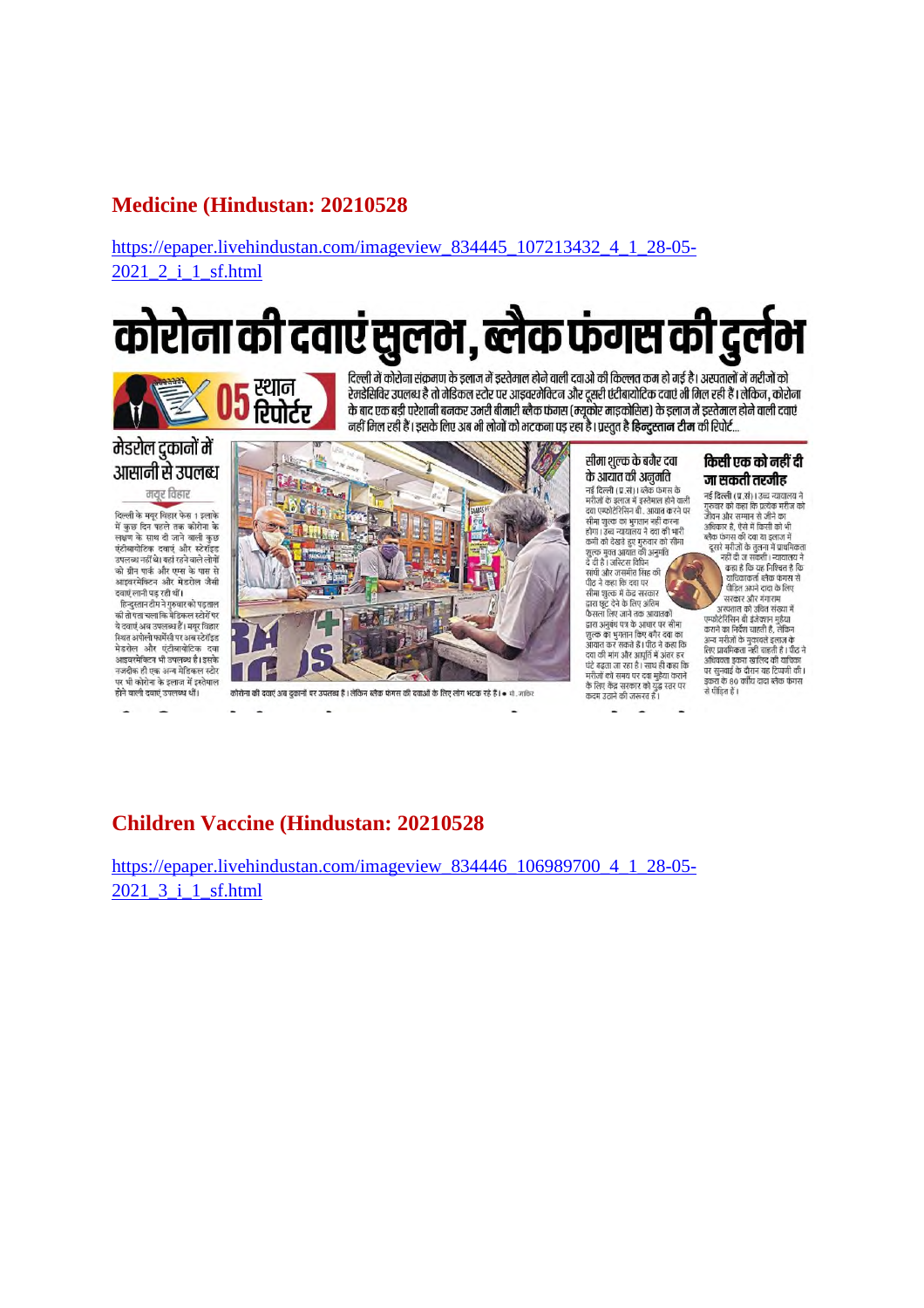## Medicine (Hindustan: 20210528)

https://epaper.livehindustan.com/imageview_834445_107213432_4_1_28-05-2021_2_i_1_sf.html

# कोरोना की दवाएं सुलभ, ब्लैक फंगस की दुर्लभ

05 स्थान रिपोर्टर

दिल्ली में कोरोना संक्रमण के इलाज में इस्तेमाल होने वाली दवाओं की किल्लत कम हो गई है। अस्पतालों में मरीजों को रेमडेसिविर उपलब्ध है तो मेडिकल स्टोर पर आइवरमेक्टिन और दूसरी एंटीबायोटिक दवाएं भी मिल रही हैं। लेकिन, कोरोना के बाद एक बड़ी परेशानी बनकर उभरी बीमारी ब्लैक फंगस (म्यूकोर माइकोसिस) के इलाज में इस्तेमाल होने वाली दवाएं नहीं मिल रही हैं। इसके लिए अब भी लोगों को भटकना पड़ रहा है। प्रस्तुत है **हिन्दुस्तान टीम** की रिपोर्ट...

### मेडरोल दुकानों में आसानी से उपलब्ध

मयूर विहार

दिल्ली के मयूर विहार फेस 1 इलाके में कुछ दिन पहले तक कोरोना के लक्षण के साथ दी जाने वाली कुछ एंटीबायोटिक दवाएं और स्टेरॉइड उपलब्ध नहीं थे। वहां रहने वाले लोगों को ग्रीन पार्क और एम्स के पास से आइवरमेक्टिन और मेडरोल जैसी दवाएं लानी पड़ रही थीं।

हिन्दुस्तान टीम ने गुरुवार को पड़ताल की तो पता चला कि मेडिकल स्टोरों पर ये दवाएं अब उपलब्ध हैं। मयूर विहार स्थित अपोलो फार्मेसी पर अब स्टेरॉइड मेडरोल और एंटीबायोटिक दवा आइवरमेक्टिन भी उपलब्ध है। इसके नजदीक ही एक अन्य मेडिकल स्टोर पर भी कोरोना के इलाज में इस्तेमाल होने वाली दवाएं उपलब्ध थीं।

कोरोना की दवाएं अब दुकानों पर उपलब्ध हैं। लेकिन ब्लैक फंगस की दवाओं के लिए लोग भटक रहे हैं। ● पो. जाहिर

### सीमा शुल्क के बगैर दवा के आयात की अनुमति

नई दिल्ली (प्र.सं.)। ब्लैक फंगस के मरीजों के इलाज में इस्तेमाल होने वाली दवा एम्फोटेरिसिन बी, आयात करने पर सीमा शुल्क का भुगतान नहीं करना होगा। उच्च न्यायालय ने दवा की भारी कमी को देखते हुए गुरुवार को सीमा शुल्क मुक्त आयात की अनुमति दे दी है। जस्टिस विपिन सांघी और जसमीत सिंह की पीठ ने कहा कि दवा पर सीमा शुल्क में केंद्र सरकार द्वारा छूट देने के लिए अंतिम फैसला लिए जाने तक आयातकों द्वारा अनुबंध पत्र के आधार पर सीमा शुल्क का भुगतान किए बगैर दवा का आयात कर सकते हैं। पीठ ने कहा कि दवा की मांग और आपूर्ति में अंतर हर घंटे बढ़ता जा रहा है। साथ ही कहा कि मरीजों को समय पर दवा मुहैया कराने के लिए केंद्र सरकार को युद्ध स्तर पर कदम उठाने की जरूरत है।

### किसी एक को नहीं दी जा सकती तरजीह

नई दिल्ली (प्र.सं.)। उच्च न्यायालय ने गुरुवार को कहा कि प्रत्येक मरीज को जीवन और सम्मान से जीने का अधिकार है, ऐसे में किसी को भी ब्लैक फंगस की दवा या इलाज में दूसरे मरीजों के तुलना में प्राथमिकता नहीं दी जा सकती। न्यायालय ने कहा है कि यह निश्चित है कि याचिकाकर्ता ब्लैक फंगस से पीड़ित अपने दादा के लिए सरकार और गंगाराम अस्पताल को उचित संख्या में एम्फोटेरिसिन बी इंजेक्शन मुहैया कराने का निर्देश चाहते हैं, लेकिन अन्य मरीजों के मुकाबले इलाज के लिए प्राथमिकता नहीं चाहते हैं। पीठ ने अधिवक्ता इकरा खालिद की याचिका पर सुनवाई के दौरान यह टिप्पणी की। इकरा के 80 वर्षीय दादा ब्लैक फंगस से पीड़ित हैं।

## Children Vaccine (Hindustan: 20210528

https://epaper.livehindustan.com/imageview_834446_106989700_4_1_28-05-2021_3_i_1_sf.html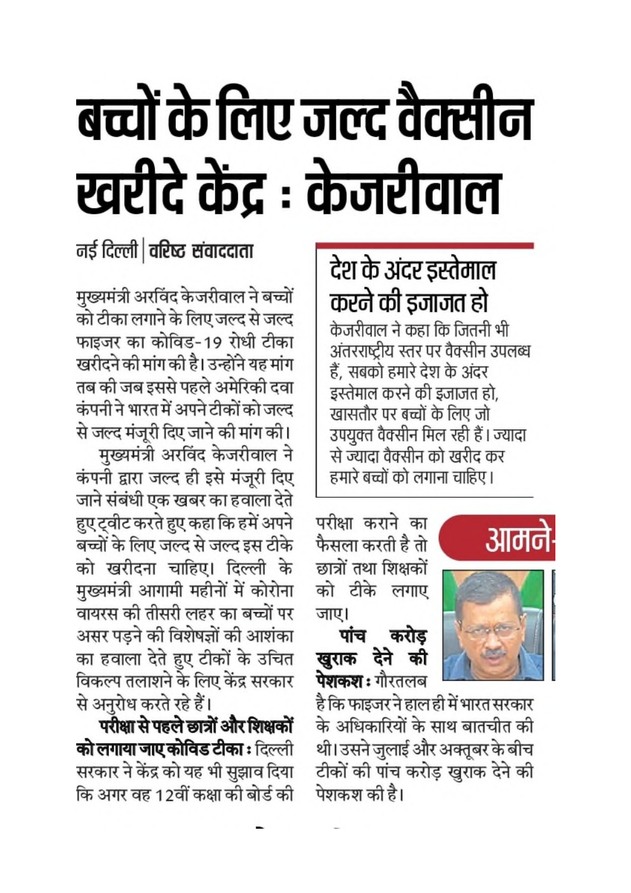# बच्चों के लिए जल्द वैक्सीन खरीदे केंद्र : केजरीवाल

नई दिल्ली | **वरिष्ठ संवाददाता**

मुख्यमंत्री अरविंद केजरीवाल ने बच्चों को टीका लगाने के लिए जल्द से जल्द फाइजर का कोविड-19 रोधी टीका खरीदने की मांग की है। उन्होंने यह मांग तब की जब इससे पहले अमेरिकी दवा कंपनी ने भारत में अपने टीकों को जल्द से जल्द मंजूरी दिए जाने की मांग की।

मुख्यमंत्री अरविंद केजरीवाल ने कंपनी द्वारा जल्द ही इसे मंजूरी दिए जाने संबंधी एक खबर का हवाला देते हुए ट्वीट करते हुए कहा कि हमें अपने बच्चों के लिए जल्द से जल्द इस टीके को खरीदना चाहिए। दिल्ली के मुख्यमंत्री आगामी महीनों में कोरोना वायरस की तीसरी लहर का बच्चों पर असर पड़ने की विशेषज्ञों की आशंका का हवाला देते हुए टीकों के उचित विकल्प तलाशने के लिए केंद्र सरकार से अनुरोध करते रहे हैं।

**परीक्षा से पहले छात्रों और शिक्षकों को लगाया जाए कोविड टीका :** दिल्ली सरकार ने केंद्र को यह भी सुझाव दिया कि अगर वह 12वीं कक्षा की बोर्ड की परीक्षा कराने का फैसला करती है तो छात्रों तथा शिक्षकों को टीके लगाए जाए।

**पांच करोड़ खुराक देने की पेशकश :** गौरतलब है कि फाइजर ने हाल ही में भारत सरकार के अधिकारियों के साथ बातचीत की थी। उसने जुलाई और अक्तूबर के बीच टीकों की पांच करोड़ खुराक देने की पेशकश की है।

## देश के अंदर इस्तेमाल करने की इजाजत हो

केजरीवाल ने कहा कि जितनी भी अंतरराष्ट्रीय स्तर पर वैक्सीन उपलब्ध हैं, सबको हमारे देश के अंदर इस्तेमाल करने की इजाजत हो, खासतौर पर बच्चों के लिए जो उपयुक्त वैक्सीन मिल रही हैं। ज्यादा से ज्यादा वैक्सीन को खरीद कर हमारे बच्चों को लगाना चाहिए।

आमने-